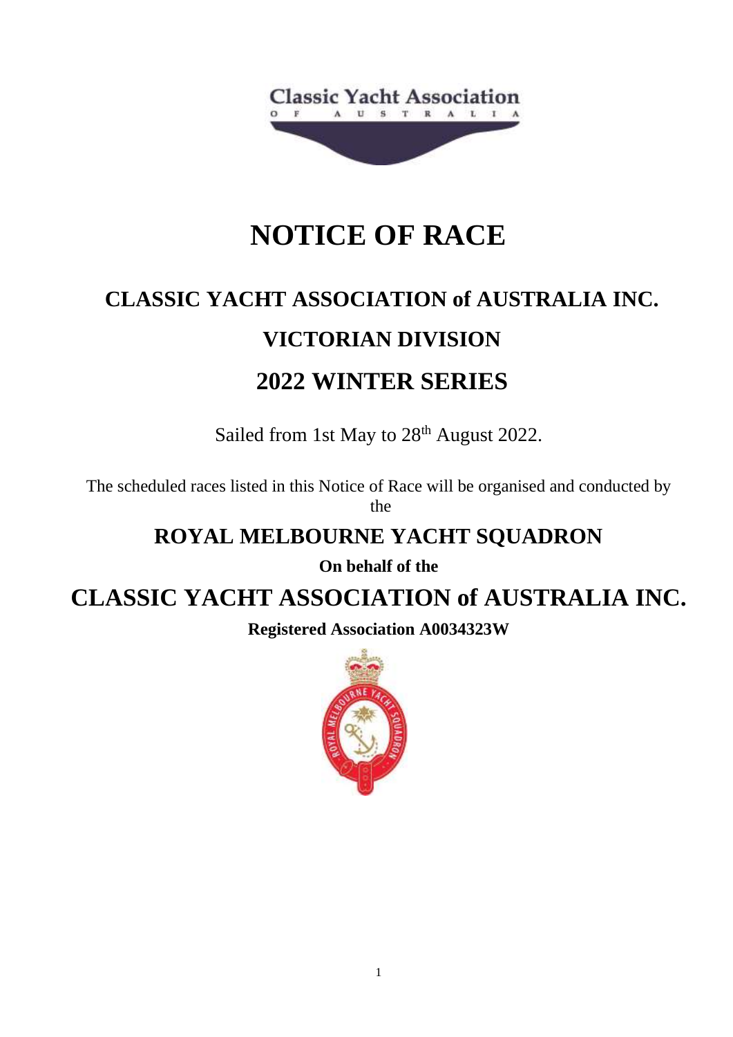# NOTICE OF RACE

## CLASSIC YACHT ASSOCIATION of AUSTRALIA INC.

## VICTORIAN DIVISION

## 2022 WINTER SERIES

Sailed from 1st May to 28th August 2022.

The scheduled races listed in this Notice of Race will be organised and conducted by the

## ROYAL MELBOURNE YACHT SQUADRON

**On behalf of the**

## CLASSIC YACHT ASSOCIATION of AUSTRALIA INC.

**Registered Association A0034323W**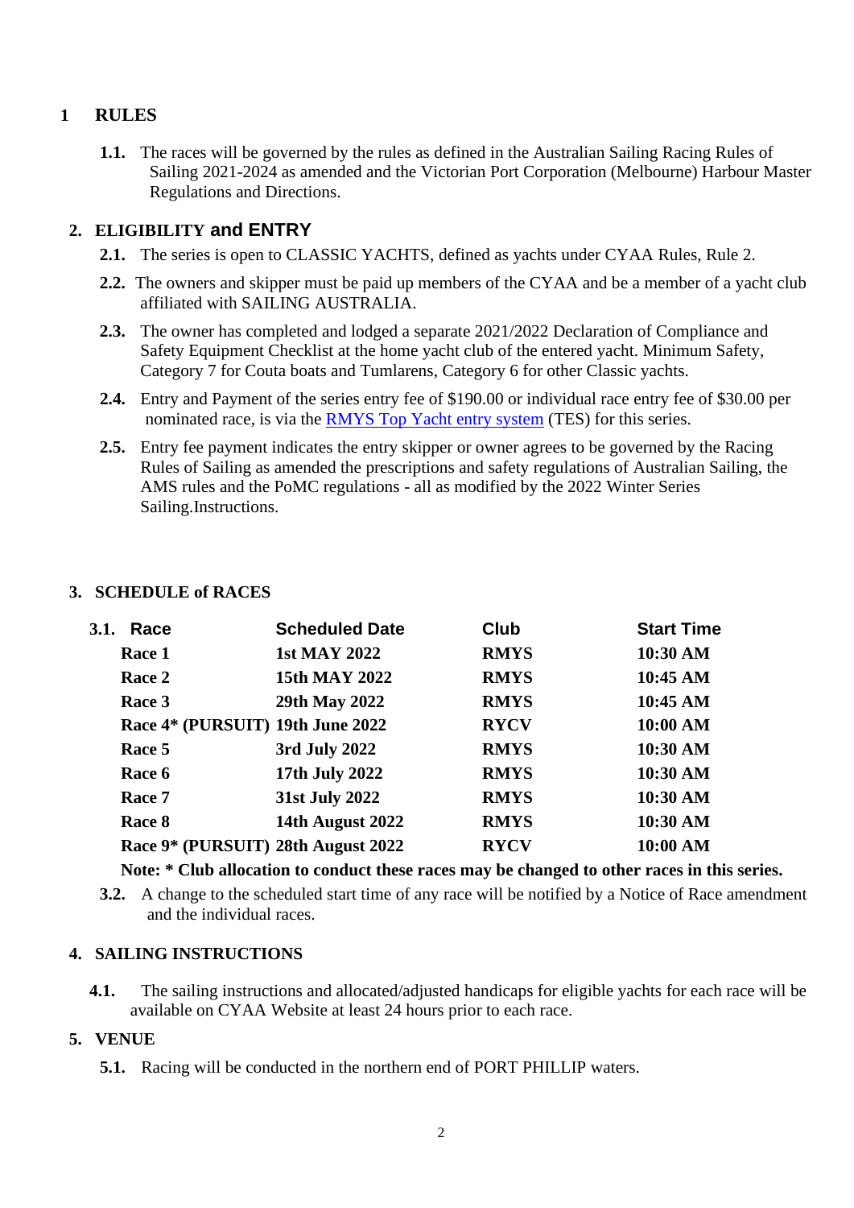## 1 RULES

**1.1.** The races will be governed by the rules as defined in the Australian Sailing Racing Rules of Sailing 2021-2024 as amended and the Victorian Port Corporation (Melbourne) Harbour Master Regulations and Directions.

## 2. ELIGIBILITY and ENTRY

**2.1.** The series is open to CLASSIC YACHTS, defined as yachts under CYAA Rules, Rule 2.

**2.2.** The owners and skipper must be paid up members of the CYAA and be a member of a yacht club affiliated with SAILING AUSTRALIA.

**2.3.** The owner has completed and lodged a separate 2021/2022 Declaration of Compliance and Safety Equipment Checklist at the home yacht club of the entered yacht. Minimum Safety, Category 7 for Couta boats and Tumlarens, Category 6 for other Classic yachts.

**2.4.** Entry and Payment of the series entry fee of $190.00 or individual race entry fee of $30.00 per nominated race, is via the RMYS Top Yacht entry system (TES) for this series.

**2.5.** Entry fee payment indicates the entry skipper or owner agrees to be governed by the Racing Rules of Sailing as amended the prescriptions and safety regulations of Australian Sailing, the AMS rules and the PoMC regulations - all as modified by the 2022 Winter Series Sailing.Instructions.

## 3. SCHEDULE of RACES

**3.1.**

| Race | Scheduled Date | Club | Start Time |
|---|---|---|---|
| **Race 1** | **1st MAY 2022** | **RMYS** | **10:30 AM** |
| **Race 2** | **15th MAY 2022** | **RMYS** | **10:45 AM** |
| **Race 3** | **29th May 2022** | **RMYS** | **10:45 AM** |
| **Race 4* (PURSUIT)** | **19th June 2022** | **RYCV** | **10:00 AM** |
| **Race 5** | **3rd July 2022** | **RMYS** | **10:30 AM** |
| **Race 6** | **17th July 2022** | **RMYS** | **10:30 AM** |
| **Race 7** | **31st July 2022** | **RMYS** | **10:30 AM** |
| **Race 8** | **14th August 2022** | **RMYS** | **10:30 AM** |
| **Race 9* (PURSUIT)** | **28th August 2022** | **RYCV** | **10:00 AM** |

**Note: * Club allocation to conduct these races may be changed to other races in this series.**

**3.2.** A change to the scheduled start time of any race will be notified by a Notice of Race amendment and the individual races.

## 4. SAILING INSTRUCTIONS

**4.1.** The sailing instructions and allocated/adjusted handicaps for eligible yachts for each race will be available on CYAA Website at least 24 hours prior to each race.

## 5. VENUE

**5.1.** Racing will be conducted in the northern end of PORT PHILLIP waters.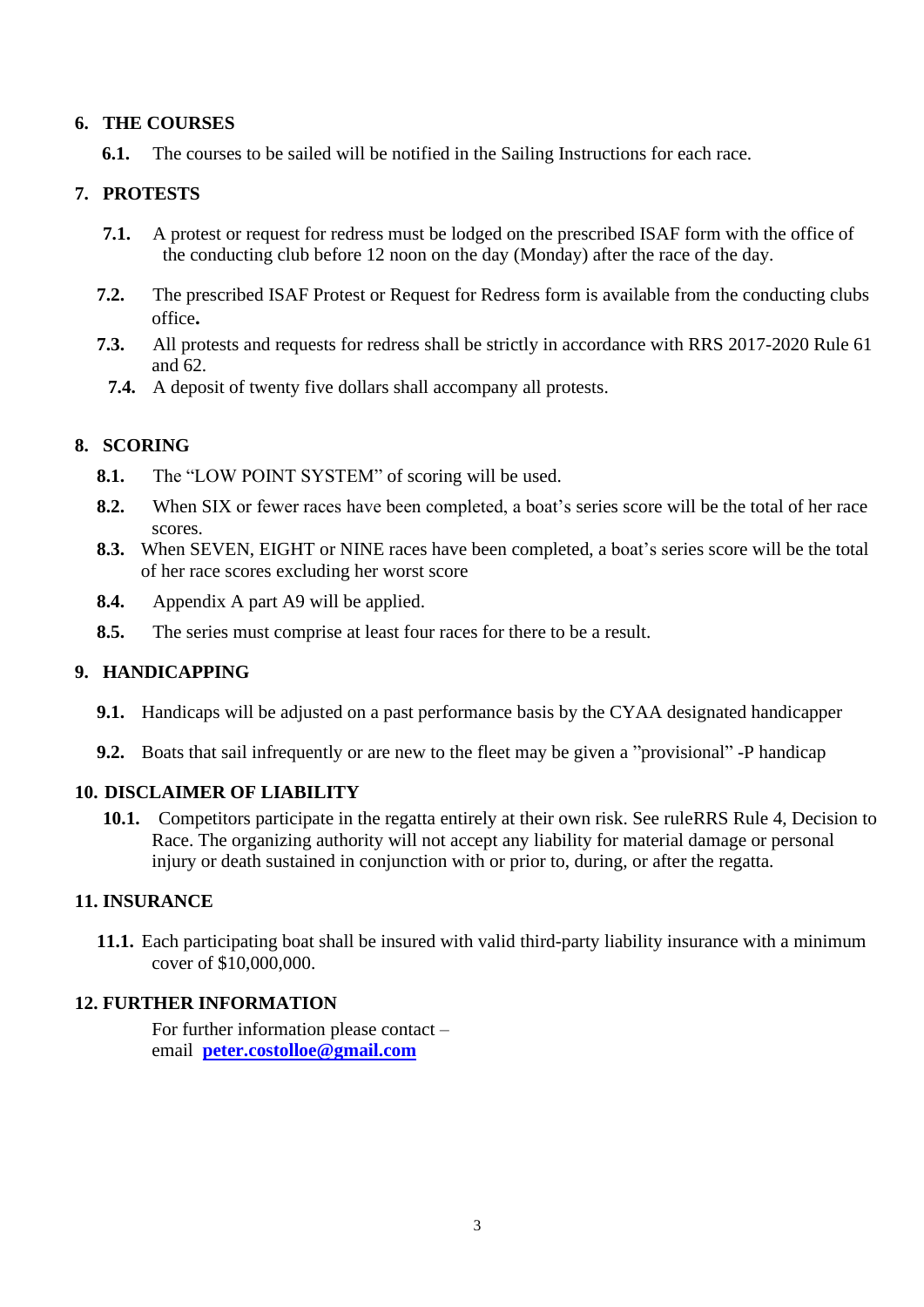## 6. THE COURSES

**6.1.** The courses to be sailed will be notified in the Sailing Instructions for each race.

## 7. PROTESTS

**7.1.** A protest or request for redress must be lodged on the prescribed ISAF form with the office of the conducting club before 12 noon on the day (Monday) after the race of the day.

**7.2.** The prescribed ISAF Protest or Request for Redress form is available from the conducting clubs office**.**

**7.3.** All protests and requests for redress shall be strictly in accordance with RRS 2017-2020 Rule 61 and 62.

**7.4.** A deposit of twenty five dollars shall accompany all protests.

## 8. SCORING

**8.1.** The "LOW POINT SYSTEM" of scoring will be used.

**8.2.** When SIX or fewer races have been completed, a boat's series score will be the total of her race scores.

**8.3.** When SEVEN, EIGHT or NINE races have been completed, a boat's series score will be the total of her race scores excluding her worst score

**8.4.** Appendix A part A9 will be applied.

**8.5.** The series must comprise at least four races for there to be a result.

## 9. HANDICAPPING

**9.1.** Handicaps will be adjusted on a past performance basis by the CYAA designated handicapper

**9.2.** Boats that sail infrequently or are new to the fleet may be given a "provisional" -P handicap

## 10. DISCLAIMER OF LIABILITY

**10.1.** Competitors participate in the regatta entirely at their own risk. See ruleRRS Rule 4, Decision to Race. The organizing authority will not accept any liability for material damage or personal injury or death sustained in conjunction with or prior to, during, or after the regatta.

## 11. INSURANCE

**11.1.** Each participating boat shall be insured with valid third-party liability insurance with a minimum cover of $10,000,000.

## 12. FURTHER INFORMATION

For further information please contact –
email **peter.costolloe@gmail.com**